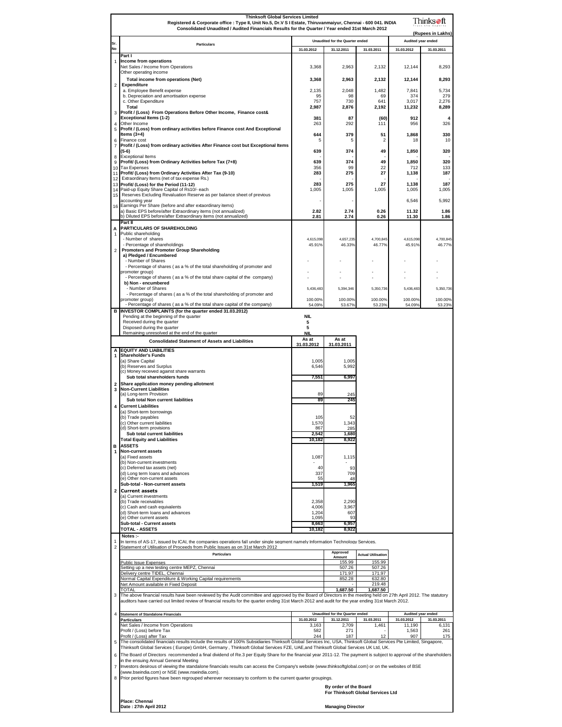# Thinksoft Global Services Limited

**Registered & Corporate office : Type II, Unit No.5, Dr.V S I Estate, Thiruvanmaiyur, Chennai - 600 041. INDIA**

**Consolidated Unaudited / Audited Financials Results for the Quarter / Year ended 31st March 2012**

Thinksoft

**(Rupees in Lakhs)**

| Sr. No | Particulars | Unaudited for the Quarter ended | | | Audited year ended | |
|---|---|---|---|---|---|---|
| | | 31.03.2012 | 31.12.2011 | 31.03.2011 | 31.03.2012 | 31.03.2011 |
| | **Part I** | | | | | |
| 1 | **Income from operations** | | | | | |
| | Net Sales / Income from Operations | 3,368 | 2,963 | 2,132 | 12,144 | 8,293 |
| | Other operating income | | | | | |
| | **Total income from operations (Net)** | **3,368** | **2,963** | **2,132** | **12,144** | **8,293** |
| 2 | **Expenditure** | | | | | |
| | a. Employee Benefit expense | 2,135 | 2,048 | 1,482 | 7,841 | 5,734 |
| | b. Depreciation and amortisation expense | 95 | 98 | 69 | 374 | 279 |
| | c. Other Expenditure | 757 | 730 | 641 | 3,017 | 2,276 |
| | **Total** | **2,987** | **2,876** | **2,192** | **11,232** | **8,289** |
| 3 | **Profit / (Loss) From Operations Before Other Income, Finance cost& Exceptional Items (1-2)** | **381** | **87** | **(60)** | **912** | **4** |
| 4 | Other Income | 263 | 292 | 111 | 956 | 326 |
| 5 | **Profit / (Loss) from ordinary activities before Finance cost And Exceptional Items (3+4)** | **644** | **379** | **51** | **1,868** | **330** |
| 6 | Finance cost | 5 | 5 | 2 | 18 | 10 |
| 7 | **Profit / (Loss) from ordinary activities After Finance cost but Exceptional Items (5-6)** | **639** | **374** | **49** | **1,850** | **320** |
| 8 | Exceptional Items | - | - | - | - | - |
| 9 | **Profit/ (Loss) from Ordinary Activities before Tax (7+8)** | **639** | **374** | **49** | **1,850** | **320** |
| 10 | Tax Expenses | 356 | 99 | 22 | 712 | 133 |
| 11 | **Profit/ (Loss) from Ordinary Activities After Tax (9-10)** | **283** | **275** | **27** | **1,138** | **187** |
| 12 | Extraordinary Items (net of tax expense Rs.) | - | - | - | - | - |
| 13 | **Profit/ (Loss) for the Period (11-12)** | **283** | **275** | **27** | **1,138** | **187** |
| 14 | Paid-up Equity Share Capital of Rs10/- each | 1,005 | 1,005 | 1,005 | 1,005 | 1,005 |
| 15 | Reserves Excluding Revaluation Reserve as per balance sheet of previous accounting year | - | - | | 6,546 | 5,992 |
| 16 | Earnings Per Share (before and after extaordinary items) | | | | | |
| | a) Basic EPS before/after Extraordinary items (not annualized) | **2.82** | **2.74** | **0.26** | **11.32** | **1.86** |
| | b) Diluted EPS before/after Extraordinary items (not annualized) | **2.81** | **2.74** | **0.26** | **11.30** | **1.86** |
| | **Part II** | | | | | |
| A | **PARTICULARS OF SHAREHOLDING** | | | | | |
| 1 | Public shareholding | | | | | |
| | - Number of shares | 4,615,098 | 4,657,235 | 4,700,845 | 4,615,098 | 4,700,845 |
| | - Percentage of shareholdings | 45.91% | 46.33% | 46.77% | 45.91% | 46.77% |
| 2 | **Promoters and Promoter Group Shareholding** | | | | | |
| | **a) Pledged / Encumbered** | | | | | |
| | - Number of Shares | - | - | - | - | - |
| | - Percentage of shares ( as a % of the total shareholding of promoter and promoter group) | - | - | - | - | - |
| | - Percentage of shares ( as a % of the total share capital of the company) | - | - | - | - | - |
| | **b) Non - encumbered** | | | | | |
| | - Number of Shares | 5,436,483 | 5,394,346 | 5,350,736 | 5,436,483 | 5,350,736 |
| | - Percentage of shares ( as a % of the total shareholding of promoter and promoter group) | 100.00% | 100.00% | 100.00% | 100.00% | 100.00% |
| | - Percentage of shares ( as a % of the total share capital of the company) | 54.09% | 53.67% | 53.23% | 54.09% | 53.23% |
| B | **INVESTOR COMPLAINTS (for the quarter ended 31.03.2012)** | | | | | |
| | Pending at the beginning of the quarter | **NIL** | | | | |
| | Received during the quarter | **5** | | | | |
| | Disposed during the quarter | **5** | | | | |
| | Remaining unresolved at the end of the quarter | **NIL** | | | | |

| | Consolidated Statement of Assets and Liabilities | As at 31.03.2012 | As at 31.03.2011 |
|---|---|---|---|
| A | **EQUITY AND LIABILITIES** | | |
| 1 | **Shareholder's Funds** | | |
| | (a) Share Capital | 1,005 | 1,005 |
| | (b) Reserves and Surplus | 6,546 | 5,992 |
| | (c) Money received against share warrants | | |
| | **Sub total shareholders funds** | **7,551** | **6,997** |
| 2 | **Share application money pending allotment** | | |
| 3 | **Non-Current Liabilities** | | |
| | (a) Long-term Provision | 89 | 245 |
| | **Sub total Non current liabilities** | **89** | **245** |
| 4 | **Current Liabilities** | | |
| | (a) Short-term borrowings | | |
| | (b) Trade payables | 105 | 52 |
| | (c) Other current liabilities | 1,570 | 1,343 |
| | (d) Short-term provisions | 867 | 285 |
| | **Sub total current liabilities** | **2,542** | **1,680** |
| | **Total Equity and Liabilities** | **10,182** | **8,922** |
| B | **ASSETS** | | |
| 1 | **Non-current assets** | | |
| | (a) Fixed assets | 1,087 | 1,115 |
| | (b) Non-current investments | - | - |
| | (c) Deferred tax assets (net) | 40 | 93 |
| | (d) Long term loans and advances | 337 | 709 |
| | (e) Other non-current assets | 55 | 48 |
| | **Sub-total - Non-current assets** | **1,519** | **1,965** |
| 2 | **Current assets** | | |
| | (a) Current investments | | |
| | (b) Trade receivables | 2,358 | 2,290 |
| | (c) Cash and cash equivalents | 4,006 | 3,967 |
| | (d) Short-term loans and advances | 1,204 | 607 |
| | (e) Other current assets | 1,095 | 93 |
| | **Sub-total - Current assets** | **8,663** | **6,957** |
| | **TOTAL - ASSETS** | **10,182** | **8,922** |

**Notes :-**

1. In terms of AS-17, issued by ICAI, the companies operations fall under single segment namely Information Technology Services.
2. Statement of Utilisation of Proceeds from Public Issues as on 31st March 2012

| Particulars | Approved Amount | Actual Utilisation |
|---|---|---|
| Public Issue Expenses | 155.99 | 155.99 |
| Setting up a new testing centre MEPZ, Chennai | 507.26 | 507.26 |
| Delivery centre TIDEL, Chennai | 171.97 | 171.97 |
| Normal Capital Expenditure & Working Capital requirements | 852.28 | 632.80 |
| Net Amount available in Fixed Deposit | - | 219.48 |
| TOTAL | **1,687.50** | **1,687.50** |

3. The above financial results have been reviewed by the Audit committee and approved by the Board of Directors in the meeting held on 27th April 2012. The statutory auditors have carried out limited review of financial results for the quarter ending 31st March 2012 and audit for the year ending 31st March 2012.

4.

| Statement of Standalone Financials | Unaudited for the Quarter ended | | | Audited year ended | |
|---|---|---|---|---|---|
| **Particulars** | 31.03.2012 | 31.12.2011 | 31.03.2011 | 31.03.2012 | 31.03.2011 |
| Net Sales / Income from Operations | 3,163 | 2,709 | 1,461 | 11,190 | 6,131 |
| Profit / (Loss) before Tax | 582 | 271 | - | 1,563 | 261 |
| Profit / (Loss) after Tax | 244 | 187 | 12 | 907 | 175 |

5. The consolidated financials results include the results of 100% Subsidiaries Thinksoft Global Services Inc, USA, Thinksoft Global Services Pte Limited, Singapore, Thinksoft Global Services ( Europe) GmbH, Germany , Thinksoft Global Services FZE, UAE,and Thinksoft Global Services UK Ltd, UK.
6. The Board of Directors recommended a final dividend of Re.3 per Equity Share for the financial year 2011-12. The payment is subject to approval of the shareholders in the ensuing Annual General Meeting
7. Investors desirous of viewing the standalone financials results can access the Company's website (www.thinksoftglobal.com) or on the websites of BSE (www.bseindia.com) or NSE (www.nseindia.com).
8. Prior period figures have been regrouped wherever necessary to conform to the current quarter groupings.

**By order of the Board**
**For Thinksoft Global Services Ltd**

**Place: Chennai**
**Date : 27th April 2012**

**Managing Director**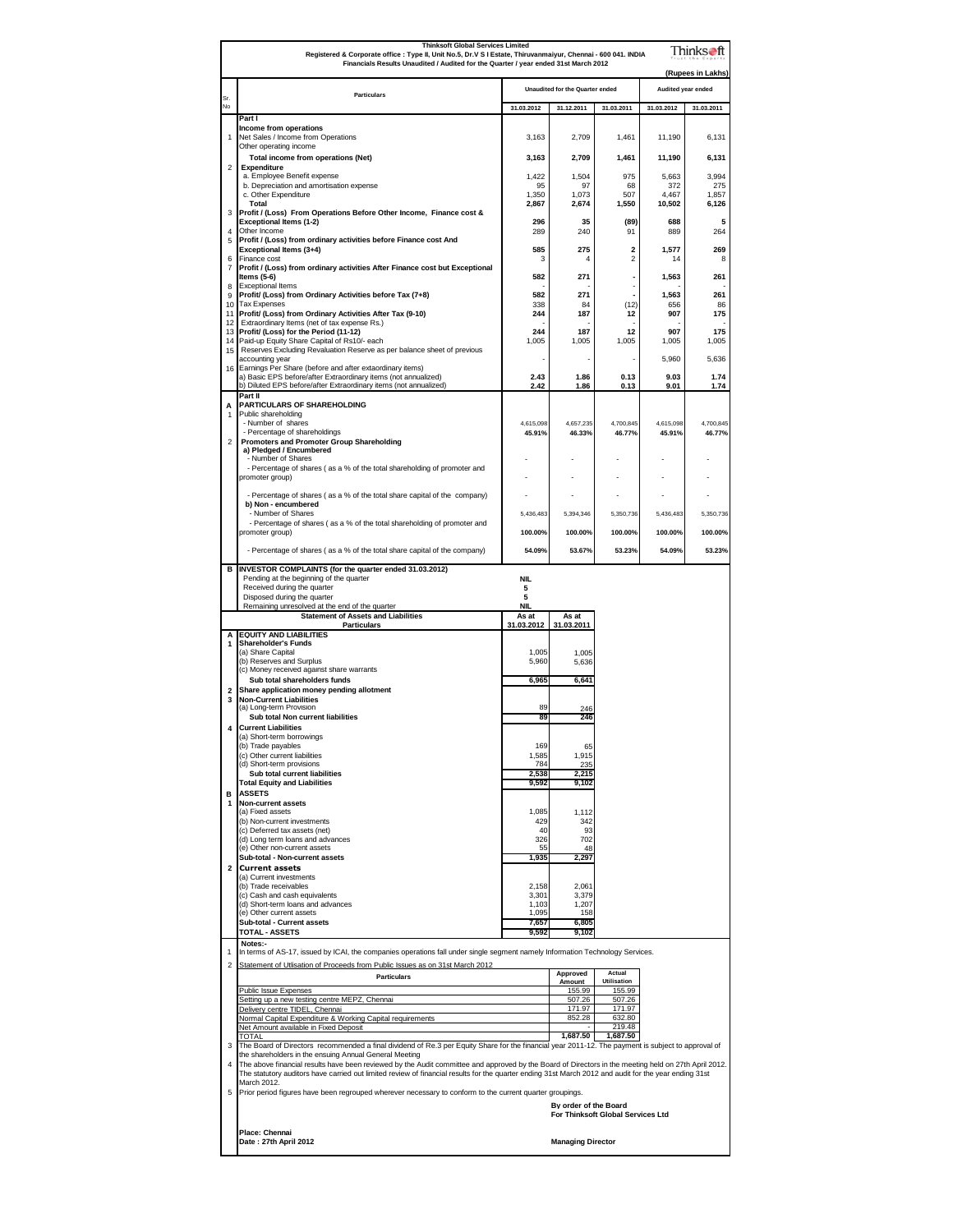**Thinksoft Global Services Limited**

**Registered & Corporate office : Type II, Unit No.5, Dr.V S I Estate, Thiruvanmaiyur, Chennai - 600 041. INDIA**

**Financials Results Unaudited / Audited for the Quarter / year ended 31st March 2012**

Thinksoft

**(Rupees in Lakhs)**

| Sr. No | Particulars | Unaudited for the Quarter ended | | | Audited year ended | |
|---|---|---|---|---|---|---|
| | | 31.03.2012 | 31.12.2011 | 31.03.2011 | 31.03.2012 | 31.03.2011 |
| | **Part I** | | | | | |
| | **Income from operations** | | | | | |
| 1 | Net Sales / Income from Operations | 3,163 | 2,709 | 1,461 | 11,190 | 6,131 |
| | Other operating income | | | | | |
| | **Total income from operations (Net)** | **3,163** | **2,709** | **1,461** | **11,190** | **6,131** |
| 2 | **Expenditure** | | | | | |
| | a. Employee Benefit expense | 1,422 | 1,504 | 975 | 5,663 | 3,994 |
| | b. Depreciation and amortisation expense | 95 | 97 | 68 | 372 | 275 |
| | c. Other Expenditure | 1,350 | 1,073 | 507 | 4,467 | 1,857 |
| | **Total** | **2,867** | **2,674** | **1,550** | **10,502** | **6,126** |
| 3 | **Profit / (Loss) From Operations Before Other Income, Finance cost & Exceptional Items (1-2)** | **296** | **35** | **(89)** | **688** | **5** |
| 4 | Other Income | 289 | 240 | 91 | 889 | 264 |
| 5 | **Profit / (Loss) from ordinary activities before Finance cost And Exceptional Items (3+4)** | **585** | **275** | **2** | **1,577** | **269** |
| 6 | Finance cost | 3 | 4 | 2 | 14 | 8 |
| 7 | **Profit / (Loss) from ordinary activities After Finance cost but Exceptional Items (5-6)** | **582** | **271** | **-** | **1,563** | **261** |
| 8 | Exceptional Items | - | - | - | - | - |
| 9 | **Profit/ (Loss) from Ordinary Activities before Tax (7+8)** | **582** | **271** | **-** | **1,563** | **261** |
| 10 | Tax Expenses | 338 | 84 | (12) | 656 | 86 |
| 11 | **Profit/ (Loss) from Ordinary Activities After Tax (9-10)** | **244** | **187** | **12** | **907** | **175** |
| 12 | Extraordinary Items (net of tax expense Rs.) | - | - | - | - | - |
| 13 | **Profit/ (Loss) for the Period (11-12)** | **244** | **187** | **12** | **907** | **175** |
| 14 | Paid-up Equity Share Capital of Rs10/- each | 1,005 | 1,005 | 1,005 | 1,005 | 1,005 |
| 15 | Reserves Excluding Revaluation Reserve as per balance sheet of previous accounting year | - | - | - | 5,960 | 5,636 |
| 16 | Earnings Per Share (before and after extaordinary items) | | | | | |
| | a) Basic EPS before/after Extraordinary items (not annualized) | **2.43** | **1.86** | **0.13** | **9.03** | **1.74** |
| | b) Diluted EPS before/after Extraordinary items (not annualized) | **2.42** | **1.86** | **0.13** | **9.01** | **1.74** |
| | **Part II** | | | | | |
| A | **PARTICULARS OF SHAREHOLDING** | | | | | |
| 1 | Public shareholding | | | | | |
| | - Number of shares | 4,615,098 | 4,657,235 | 4,700,845 | 4,615,098 | 4,700,845 |
| | - Percentage of shareholdings | **45.91%** | **46.33%** | **46.77%** | **45.91%** | **46.77%** |
| 2 | **Promoters and Promoter Group Shareholding** | | | | | |
| | **a) Pledged / Encumbered** | | | | | |
| | - Number of Shares | - | - | - | - | - |
| | - Percentage of shares ( as a % of the total shareholding of promoter and promoter group) | - | - | - | - | - |
| | - Percentage of shares ( as a % of the total share capital of the company) | - | - | - | - | - |
| | **b) Non - encumbered** | | | | | |
| | - Number of Shares | 5,436,483 | 5,394,346 | 5,350,736 | 5,436,483 | 5,350,736 |
| | - Percentage of shares ( as a % of the total shareholding of promoter and promoter group) | **100.00%** | **100.00%** | **100.00%** | **100.00%** | **100.00%** |
| | - Percentage of shares ( as a % of the total share capital of the company) | **54.09%** | **53.67%** | **53.23%** | **54.09%** | **53.23%** |
| B | **INVESTOR COMPLAINTS (for the quarter ended 31.03.2012)** | | | | | |
| | Pending at the beginning of the quarter | **NIL** | | | | |
| | Received during the quarter | **5** | | | | |
| | Disposed during the quarter | **5** | | | | |
| | Remaining unresolved at the end of the quarter | **NIL** | | | | |

| | **Statement of Assets and Liabilities** Particulars | As at 31.03.2012 | As at 31.03.2011 |
|---|---|---|---|
| A | **EQUITY AND LIABILITIES** | | |
| 1 | **Shareholder's Funds** | | |
| | (a) Share Capital | 1,005 | 1,005 |
| | (b) Reserves and Surplus | 5,960 | 5,636 |
| | (c) Money received against share warrants | | |
| | **Sub total shareholders funds** | **6,965** | **6,641** |
| 2 | **Share application money pending allotment** | | |
| 3 | **Non-Current Liabilities** | | |
| | (a) Long-term Provision | 89 | 246 |
| | **Sub total Non current liabilities** | **89** | **246** |
| 4 | **Current Liabilities** | | |
| | (a) Short-term borrowings | | |
| | (b) Trade payables | 169 | 65 |
| | (c) Other current liabilities | 1,585 | 1,915 |
| | (d) Short-term provisions | 784 | 235 |
| | **Sub total current liabilities** | **2,538** | **2,215** |
| | **Total Equity and Liabilities** | **9,592** | **9,102** |
| B | **ASSETS** | | |
| 1 | **Non-current assets** | | |
| | (a) Fixed assets | 1,085 | 1,112 |
| | (b) Non-current investments | 429 | 342 |
| | (c) Deferred tax assets (net) | 40 | 93 |
| | (d) Long term loans and advances | 326 | 702 |
| | (e) Other non-current assets | 55 | 48 |
| | **Sub-total - Non-current assets** | **1,935** | **2,297** |
| 2 | **Current assets** | | |
| | (a) Current investments | | |
| | (b) Trade receivables | 2,158 | 2,061 |
| | (c) Cash and cash equivalents | 3,301 | 3,379 |
| | (d) Short-term loans and advances | 1,103 | 1,207 |
| | (e) Other current assets | 1,095 | 158 |
| | **Sub-total - Current assets** | **7,657** | **6,805** |
| | **TOTAL - ASSETS** | **9,592** | **9,102** |

**Notes:-**

1. In terms of AS-17, issued by ICAI, the companies operations fall under single segment namely Information Technology Services.

2. Statement of Utlisation of Proceeds from Public Issues as on 31st March 2012

| Particulars | Approved Amount | Actual Utilisation |
|---|---|---|
| Public Issue Expenses | 155.99 | 155.99 |
| Setting up a new testing centre MEPZ, Chennai | 507.26 | 507.26 |
| Delivery centre TIDEL, Chennai | 171.97 | 171.97 |
| Normal Capital Expenditure & Working Capital requirements | 852.28 | 632.80 |
| Net Amount available in Fixed Deposit | - | 219.48 |
| TOTAL | **1,687.50** | **1,687.50** |

3. The Board of Directors recommended a final dividend of Re.3 per Equity Share for the financial year 2011-12. The payment is subject to approval of the shareholders in the ensuing Annual General Meeting

4. The above financial results have been reviewed by the Audit committee and approved by the Board of Directors in the meeting held on 27th April 2012. The statutory auditors have carried out limited review of financial results for the quarter ending 31st March 2012 and audit for the year ending 31st March 2012.

5. Prior period figures have been regrouped wherever necessary to conform to the current quarter groupings.

By order of the Board
**For Thinksoft Global Services Ltd**

**Place: Chennai**
**Date : 27th April 2012**

**Managing Director**